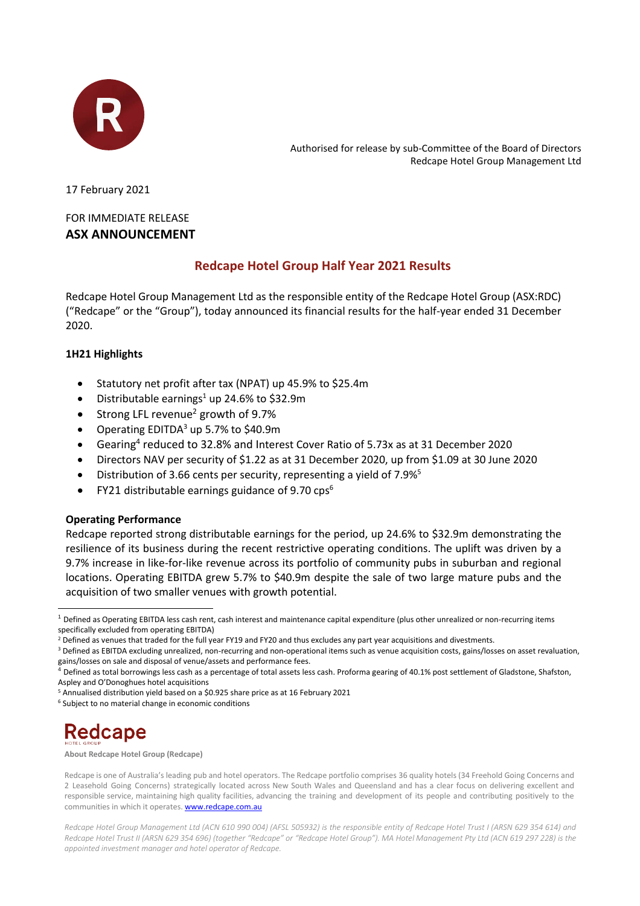Authorised for release by sub-Committee of the Board of Directors
Redcape Hotel Group Management Ltd

17 February 2021

FOR IMMEDIATE RELEASE
**ASX ANNOUNCEMENT**

## Redcape Hotel Group Half Year 2021 Results

Redcape Hotel Group Management Ltd as the responsible entity of the Redcape Hotel Group (ASX:RDC) ("Redcape" or the "Group"), today announced its financial results for the half-year ended 31 December 2020.

### 1H21 Highlights

- Statutory net profit after tax (NPAT) up 45.9% to $25.4m
- Distributable earnings[1] up 24.6% to $32.9m
- Strong LFL revenue[2] growth of 9.7%
- Operating EDITDA[3] up 5.7% to $40.9m
- Gearing[4] reduced to 32.8% and Interest Cover Ratio of 5.73x as at 31 December 2020
- Directors NAV per security of $1.22 as at 31 December 2020, up from $1.09 at 30 June 2020
- Distribution of 3.66 cents per security, representing a yield of 7.9%[5]
- FY21 distributable earnings guidance of 9.70 cps[6]

### Operating Performance

Redcape reported strong distributable earnings for the period, up 24.6% to $32.9m demonstrating the resilience of its business during the recent restrictive operating conditions. The uplift was driven by a 9.7% increase in like-for-like revenue across its portfolio of community pubs in suburban and regional locations. Operating EBITDA grew 5.7% to $40.9m despite the sale of two large mature pubs and the acquisition of two smaller venues with growth potential.

[1] Defined as Operating EBITDA less cash rent, cash interest and maintenance capital expenditure (plus other unrealized or non-recurring items specifically excluded from operating EBITDA)

[2] Defined as venues that traded for the full year FY19 and FY20 and thus excludes any part year acquisitions and divestments.

[3] Defined as EBITDA excluding unrealized, non-recurring and non-operational items such as venue acquisition costs, gains/losses on asset revaluation, gains/losses on sale and disposal of venue/assets and performance fees.

[4] Defined as total borrowings less cash as a percentage of total assets less cash. Proforma gearing of 40.1% post settlement of Gladstone, Shafston, Aspley and O'Donoghues hotel acquisitions

[5] Annualised distribution yield based on a $0.925 share price as at 16 February 2021

[6] Subject to no material change in economic conditions

**About Redcape Hotel Group (Redcape)**

Redcape is one of Australia's leading pub and hotel operators. The Redcape portfolio comprises 36 quality hotels (34 Freehold Going Concerns and 2 Leasehold Going Concerns) strategically located across New South Wales and Queensland and has a clear focus on delivering excellent and responsible service, maintaining high quality facilities, advancing the training and development of its people and contributing positively to the communities in which it operates. www.redcape.com.au

*Redcape Hotel Group Management Ltd (ACN 610 990 004) (AFSL 505932) is the responsible entity of Redcape Hotel Trust I (ARSN 629 354 614) and Redcape Hotel Trust II (ARSN 629 354 696) (together "Redcape" or "Redcape Hotel Group"). MA Hotel Management Pty Ltd (ACN 619 297 228) is the appointed investment manager and hotel operator of Redcape.*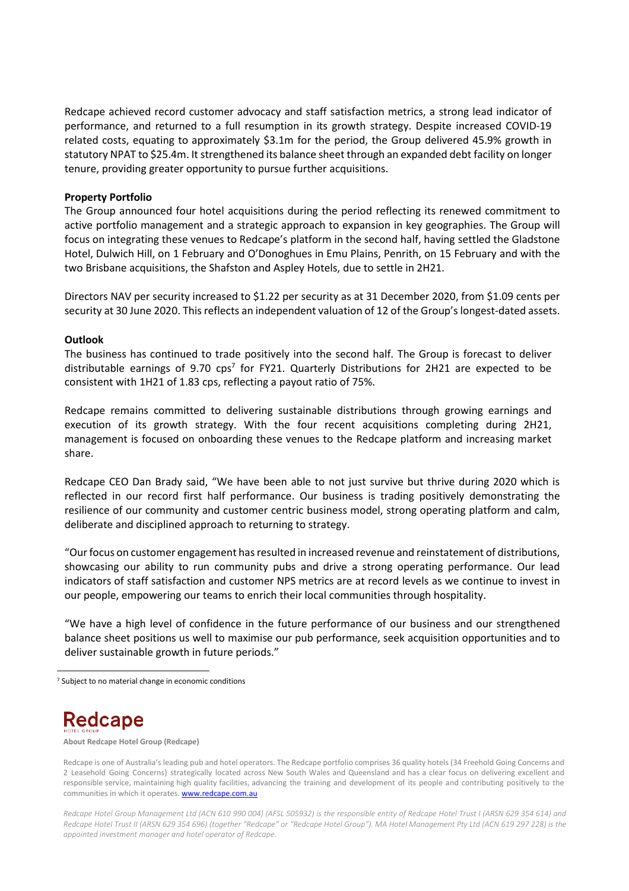Redcape achieved record customer advocacy and staff satisfaction metrics, a strong lead indicator of performance, and returned to a full resumption in its growth strategy. Despite increased COVID-19 related costs, equating to approximately $3.1m for the period, the Group delivered 45.9% growth in statutory NPAT to $25.4m. It strengthened its balance sheet through an expanded debt facility on longer tenure, providing greater opportunity to pursue further acquisitions.

**Property Portfolio**

The Group announced four hotel acquisitions during the period reflecting its renewed commitment to active portfolio management and a strategic approach to expansion in key geographies. The Group will focus on integrating these venues to Redcape's platform in the second half, having settled the Gladstone Hotel, Dulwich Hill, on 1 February and O'Donoghues in Emu Plains, Penrith, on 15 February and with the two Brisbane acquisitions, the Shafston and Aspley Hotels, due to settle in 2H21.

Directors NAV per security increased to $1.22 per security as at 31 December 2020, from $1.09 cents per security at 30 June 2020. This reflects an independent valuation of 12 of the Group's longest-dated assets.

**Outlook**

The business has continued to trade positively into the second half. The Group is forecast to deliver distributable earnings of 9.70 cps[7] for FY21. Quarterly Distributions for 2H21 are expected to be consistent with 1H21 of 1.83 cps, reflecting a payout ratio of 75%.

Redcape remains committed to delivering sustainable distributions through growing earnings and execution of its growth strategy. With the four recent acquisitions completing during 2H21, management is focused on onboarding these venues to the Redcape platform and increasing market share.

Redcape CEO Dan Brady said, "We have been able to not just survive but thrive during 2020 which is reflected in our record first half performance. Our business is trading positively demonstrating the resilience of our community and customer centric business model, strong operating platform and calm, deliberate and disciplined approach to returning to strategy.

"Our focus on customer engagement has resulted in increased revenue and reinstatement of distributions, showcasing our ability to run community pubs and drive a strong operating performance. Our lead indicators of staff satisfaction and customer NPS metrics are at record levels as we continue to invest in our people, empowering our teams to enrich their local communities through hospitality.

"We have a high level of confidence in the future performance of our business and our strengthened balance sheet positions us well to maximise our pub performance, seek acquisition opportunities and to deliver sustainable growth in future periods."

[7] Subject to no material change in economic conditions

**About Redcape Hotel Group (Redcape)**

Redcape is one of Australia's leading pub and hotel operators. The Redcape portfolio comprises 36 quality hotels (34 Freehold Going Concerns and 2 Leasehold Going Concerns) strategically located across New South Wales and Queensland and has a clear focus on delivering excellent and responsible service, maintaining high quality facilities, advancing the training and development of its people and contributing positively to the communities in which it operates. www.redcape.com.au

*Redcape Hotel Group Management Ltd (ACN 610 990 004) (AFSL 505932) is the responsible entity of Redcape Hotel Trust I (ARSN 629 354 614) and Redcape Hotel Trust II (ARSN 629 354 696) (together "Redcape" or "Redcape Hotel Group"). MA Hotel Management Pty Ltd (ACN 619 297 228) is the appointed investment manager and hotel operator of Redcape.*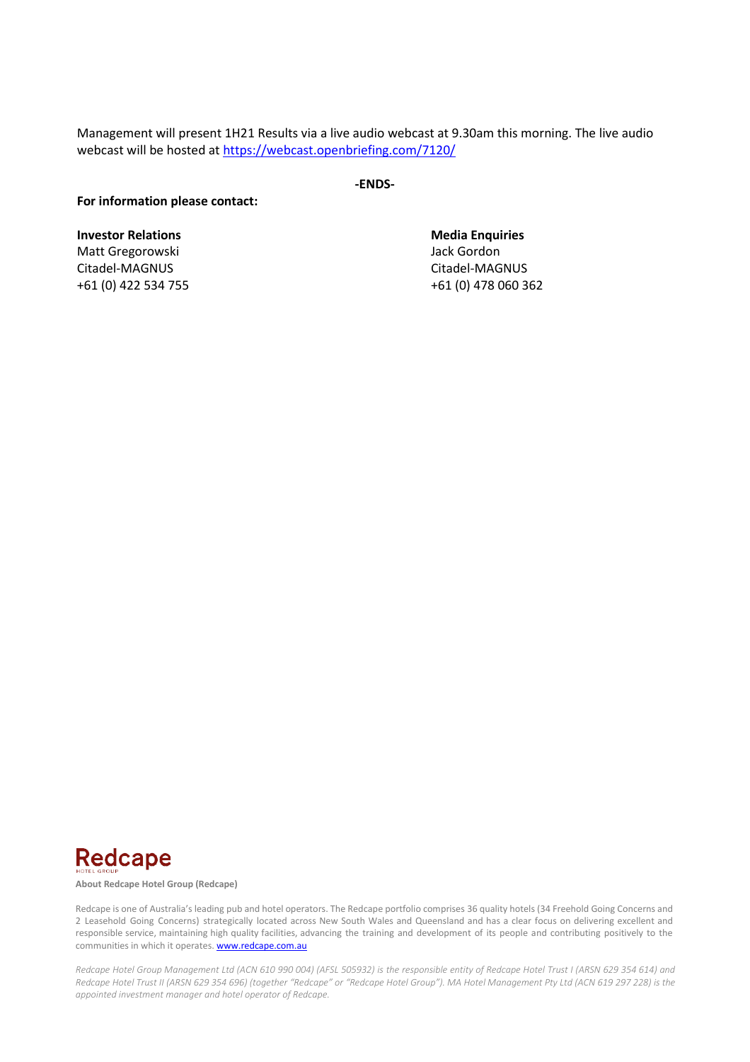Management will present 1H21 Results via a live audio webcast at 9.30am this morning. The live audio webcast will be hosted at [https://webcast.openbriefing.com/7120/](https://webcast.openbriefing.com/7120/)

**-ENDS-**

**For information please contact:**

**Investor Relations**
Matt Gregorowski
Citadel-MAGNUS
+61 (0) 422 534 755

**Media Enquiries**
Jack Gordon
Citadel-MAGNUS
+61 (0) 478 060 362

Redcape
HOTEL GROUP

**About Redcape Hotel Group (Redcape)**

Redcape is one of Australia's leading pub and hotel operators. The Redcape portfolio comprises 36 quality hotels (34 Freehold Going Concerns and 2 Leasehold Going Concerns) strategically located across New South Wales and Queensland and has a clear focus on delivering excellent and responsible service, maintaining high quality facilities, advancing the training and development of its people and contributing positively to the communities in which it operates. [www.redcape.com.au](http://www.redcape.com.au)

*Redcape Hotel Group Management Ltd (ACN 610 990 004) (AFSL 505932) is the responsible entity of Redcape Hotel Trust I (ARSN 629 354 614) and Redcape Hotel Trust II (ARSN 629 354 696) (together "Redcape" or "Redcape Hotel Group"). MA Hotel Management Pty Ltd (ACN 619 297 228) is the appointed investment manager and hotel operator of Redcape.*